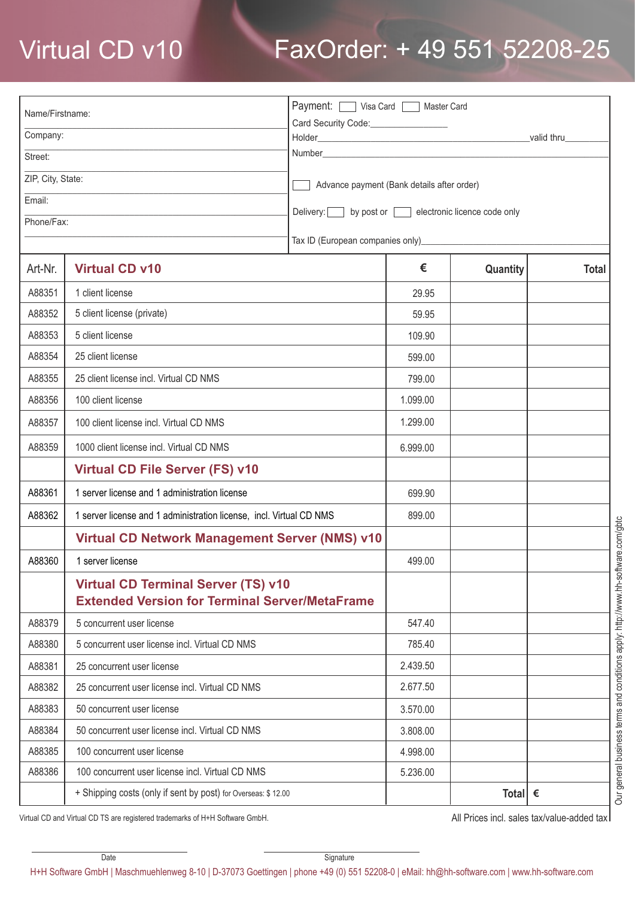# Virtual CD v10

# FaxOrder: + 49 551 52208-25

| | |
|---|---|
| Name/Firstname: | Payment: ☐ Visa Card ☐ Master Card |
| Company: | Card Security Code:\_\_\_\_\_\_\_\_\_\_ |
| Street: | Holder\_\_\_\_\_\_\_\_\_\_ valid thru\_\_\_\_\_\_ |
| ZIP, City, State: | Number\_\_\_\_\_\_\_\_\_\_ |
| Email: | ☐ Advance payment (Bank details after order) |
| Phone/Fax: | Delivery: ☐ by post or ☐ electronic licence code only |
| | Tax ID (European companies only)\_\_\_\_\_\_\_\_\_\_ |

| Art-Nr. | **Virtual CD v10** | € | Quantity | Total |
|---|---|---|---|---|
| A88351 | 1 client license | 29.95 | | |
| A88352 | 5 client license (private) | 59.95 | | |
| A88353 | 5 client license | 109.90 | | |
| A88354 | 25 client license | 599.00 | | |
| A88355 | 25 client license incl. Virtual CD NMS | 799.00 | | |
| A88356 | 100 client license | 1.099.00 | | |
| A88357 | 100 client license incl. Virtual CD NMS | 1.299.00 | | |
| A88359 | 1000 client license incl. Virtual CD NMS | 6.999.00 | | |
| | **Virtual CD File Server (FS) v10** | | | |
| A88361 | 1 server license and 1 administration license | 699.90 | | |
| A88362 | 1 server license and 1 administration license, incl. Virtual CD NMS | 899.00 | | |
| | **Virtual CD Network Management Server (NMS) v10** | | | |
| A88360 | 1 server license | 499.00 | | |
| | **Virtual CD Terminal Server (TS) v10 Extended Version for Terminal Server/MetaFrame** | | | |
| A88379 | 5 concurrent user license | 547.40 | | |
| A88380 | 5 concurrent user license incl. Virtual CD NMS | 785.40 | | |
| A88381 | 25 concurrent user license | 2.439.50 | | |
| A88382 | 25 concurrent user license incl. Virtual CD NMS | 2.677.50 | | |
| A88383 | 50 concurrent user license | 3.570.00 | | |
| A88384 | 50 concurrent user license incl. Virtual CD NMS | 3.808.00 | | |
| A88385 | 100 concurrent user license | 4.998.00 | | |
| A88386 | 100 concurrent user license incl. Virtual CD NMS | 5.236.00 | | |
| | + Shipping costs (only if sent by post) for Overseas: $ 12.00 | | **Total** | € |

Virtual CD and Virtual CD TS are registered trademarks of H+H Software GmbH.

All Prices incl. sales tax/value-added tax

Our general business terms and conditions apply: http://www.hh-software.com/gbtc

\_\_\_\_\_\_\_\_\_\_\_\_\_\_\_\_\_\_\_\_ Date

\_\_\_\_\_\_\_\_\_\_\_\_\_\_\_\_\_\_\_\_ Signature

H+H Software GmbH | Maschmuehlenweg 8-10 | D-37073 Goettingen | phone +49 (0) 551 52208-0 | eMail: hh@hh-software.com | www.hh-software.com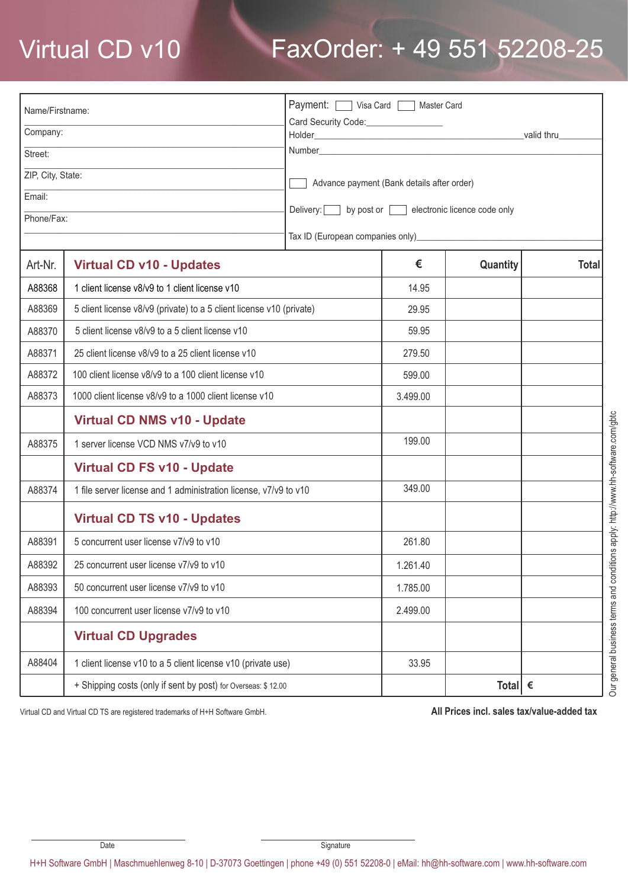# Virtual CD v10

# FaxOrder: + 49 551 52208-25

| | |
|---|---|
| Name/Firstname: | Payment: ☐ Visa Card ☐ Master Card |
| Company: | Card Security Code:________________ |
| Street: | Holder_____________________________________valid thru________ |
| ZIP, City, State: | Number_____________________________________________ |
| Email: | ☐ Advance payment (Bank details after order) |
| Phone/Fax: | Delivery: ☐ by post or ☐ electronic licence code only |
| | Tax ID (European companies only)________________________ |

| Art-Nr. | Virtual CD v10 - Updates | € | Quantity | Total |
|---|---|---|---|---|
| A88368 | 1 client license v8/v9 to 1 client license v10 | 14.95 | | |
| A88369 | 5 client license v8/v9 (private) to a 5 client license v10 (private) | 29.95 | | |
| A88370 | 5 client license v8/v9 to a 5 client license v10 | 59.95 | | |
| A88371 | 25 client license v8/v9 to a 25 client license v10 | 279.50 | | |
| A88372 | 100 client license v8/v9 to a 100 client license v10 | 599.00 | | |
| A88373 | 1000 client license v8/v9 to a 1000 client license v10 | 3.499.00 | | |
| | **Virtual CD NMS v10 - Update** | | | |
| A88375 | 1 server license VCD NMS v7/v9 to v10 | 199.00 | | |
| | **Virtual CD FS v10 - Update** | | | |
| A88374 | 1 file server license and 1 administration license, v7/v9 to v10 | 349.00 | | |
| | **Virtual CD TS v10 - Updates** | | | |
| A88391 | 5 concurrent user license v7/v9 to v10 | 261.80 | | |
| A88392 | 25 concurrent user license v7/v9 to v10 | 1.261.40 | | |
| A88393 | 50 concurrent user license v7/v9 to v10 | 1.785.00 | | |
| A88394 | 100 concurrent user license v7/v9 to v10 | 2.499.00 | | |
| | **Virtual CD Upgrades** | | | |
| A88404 | 1 client license v10 to a 5 client license v10 (private use) | 33.95 | | |
| | + Shipping costs (only if sent by post) for Overseas: $ 12.00 | | Total | € |

Our general business terms and conditions apply: http://www.hh-software.com/gbtc

Virtual CD and Virtual CD TS are registered trademarks of H+H Software GmbH.

**All Prices incl. sales tax/value-added tax**

Date

Signature

H+H Software GmbH | Maschmuehlenweg 8-10 | D-37073 Goettingen | phone +49 (0) 551 52208-0 | eMail: hh@hh-software.com | www.hh-software.com